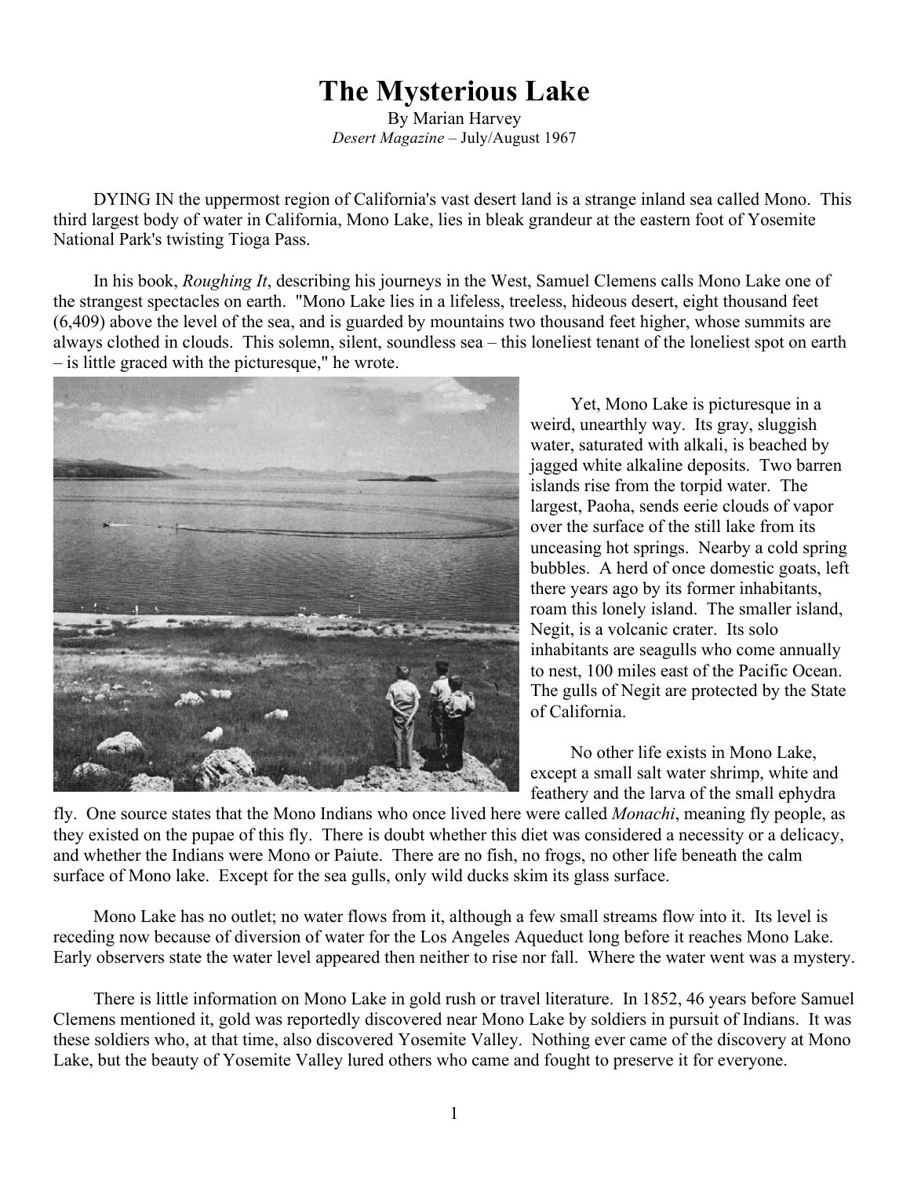# The Mysterious Lake

By Marian Harvey
*Desert Magazine* – July/August 1967

DYING IN the uppermost region of California's vast desert land is a strange inland sea called Mono. This third largest body of water in California, Mono Lake, lies in bleak grandeur at the eastern foot of Yosemite National Park's twisting Tioga Pass.

In his book, *Roughing It*, describing his journeys in the West, Samuel Clemens calls Mono Lake one of the strangest spectacles on earth. "Mono Lake lies in a lifeless, treeless, hideous desert, eight thousand feet (6,409) above the level of the sea, and is guarded by mountains two thousand feet higher, whose summits are always clothed in clouds. This solemn, silent, soundless sea – this loneliest tenant of the loneliest spot on earth – is little graced with the picturesque," he wrote.

Yet, Mono Lake is picturesque in a weird, unearthly way. Its gray, sluggish water, saturated with alkali, is beached by jagged white alkaline deposits. Two barren islands rise from the torpid water. The largest, Paoha, sends eerie clouds of vapor over the surface of the still lake from its unceasing hot springs. Nearby a cold spring bubbles. A herd of once domestic goats, left there years ago by its former inhabitants, roam this lonely island. The smaller island, Negit, is a volcanic crater. Its solo inhabitants are seagulls who come annually to nest, 100 miles east of the Pacific Ocean. The gulls of Negit are protected by the State of California.

No other life exists in Mono Lake, except a small salt water shrimp, white and feathery and the larva of the small ephydra fly. One source states that the Mono Indians who once lived here were called *Monachi*, meaning fly people, as they existed on the pupae of this fly. There is doubt whether this diet was considered a necessity or a delicacy, and whether the Indians were Mono or Paiute. There are no fish, no frogs, no other life beneath the calm surface of Mono lake. Except for the sea gulls, only wild ducks skim its glass surface.

Mono Lake has no outlet; no water flows from it, although a few small streams flow into it. Its level is receding now because of diversion of water for the Los Angeles Aqueduct long before it reaches Mono Lake. Early observers state the water level appeared then neither to rise nor fall. Where the water went was a mystery.

There is little information on Mono Lake in gold rush or travel literature. In 1852, 46 years before Samuel Clemens mentioned it, gold was reportedly discovered near Mono Lake by soldiers in pursuit of Indians. It was these soldiers who, at that time, also discovered Yosemite Valley. Nothing ever came of the discovery at Mono Lake, but the beauty of Yosemite Valley lured others who came and fought to preserve it for everyone.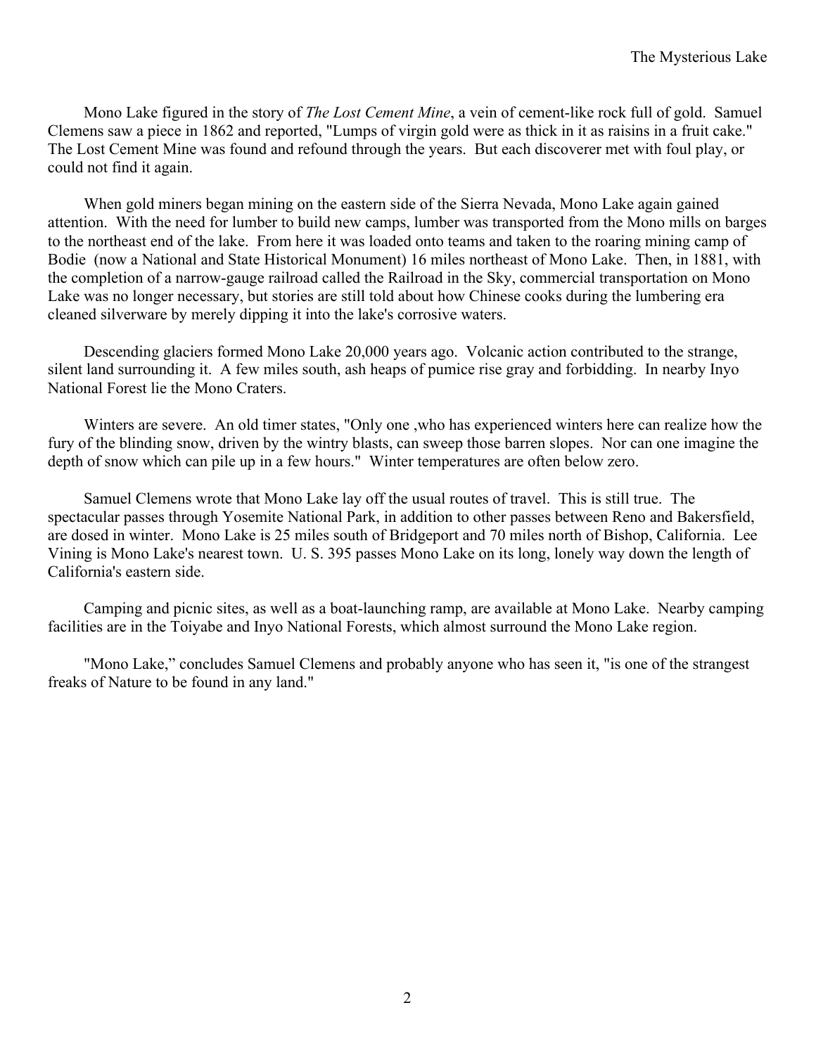Mono Lake figured in the story of *The Lost Cement Mine*, a vein of cement-like rock full of gold. Samuel Clemens saw a piece in 1862 and reported, "Lumps of virgin gold were as thick in it as raisins in a fruit cake." The Lost Cement Mine was found and refound through the years. But each discoverer met with foul play, or could not find it again.

When gold miners began mining on the eastern side of the Sierra Nevada, Mono Lake again gained attention. With the need for lumber to build new camps, lumber was transported from the Mono mills on barges to the northeast end of the lake. From here it was loaded onto teams and taken to the roaring mining camp of Bodie (now a National and State Historical Monument) 16 miles northeast of Mono Lake. Then, in 1881, with the completion of a narrow-gauge railroad called the Railroad in the Sky, commercial transportation on Mono Lake was no longer necessary, but stories are still told about how Chinese cooks during the lumbering era cleaned silverware by merely dipping it into the lake's corrosive waters.

Descending glaciers formed Mono Lake 20,000 years ago. Volcanic action contributed to the strange, silent land surrounding it. A few miles south, ash heaps of pumice rise gray and forbidding. In nearby Inyo National Forest lie the Mono Craters.

Winters are severe. An old timer states, "Only one ,who has experienced winters here can realize how the fury of the blinding snow, driven by the wintry blasts, can sweep those barren slopes. Nor can one imagine the depth of snow which can pile up in a few hours." Winter temperatures are often below zero.

Samuel Clemens wrote that Mono Lake lay off the usual routes of travel. This is still true. The spectacular passes through Yosemite National Park, in addition to other passes between Reno and Bakersfield, are dosed in winter. Mono Lake is 25 miles south of Bridgeport and 70 miles north of Bishop, California. Lee Vining is Mono Lake's nearest town. U. S. 395 passes Mono Lake on its long, lonely way down the length of California's eastern side.

Camping and picnic sites, as well as a boat-launching ramp, are available at Mono Lake. Nearby camping facilities are in the Toiyabe and Inyo National Forests, which almost surround the Mono Lake region.

"Mono Lake," concludes Samuel Clemens and probably anyone who has seen it, "is one of the strangest freaks of Nature to be found in any land."